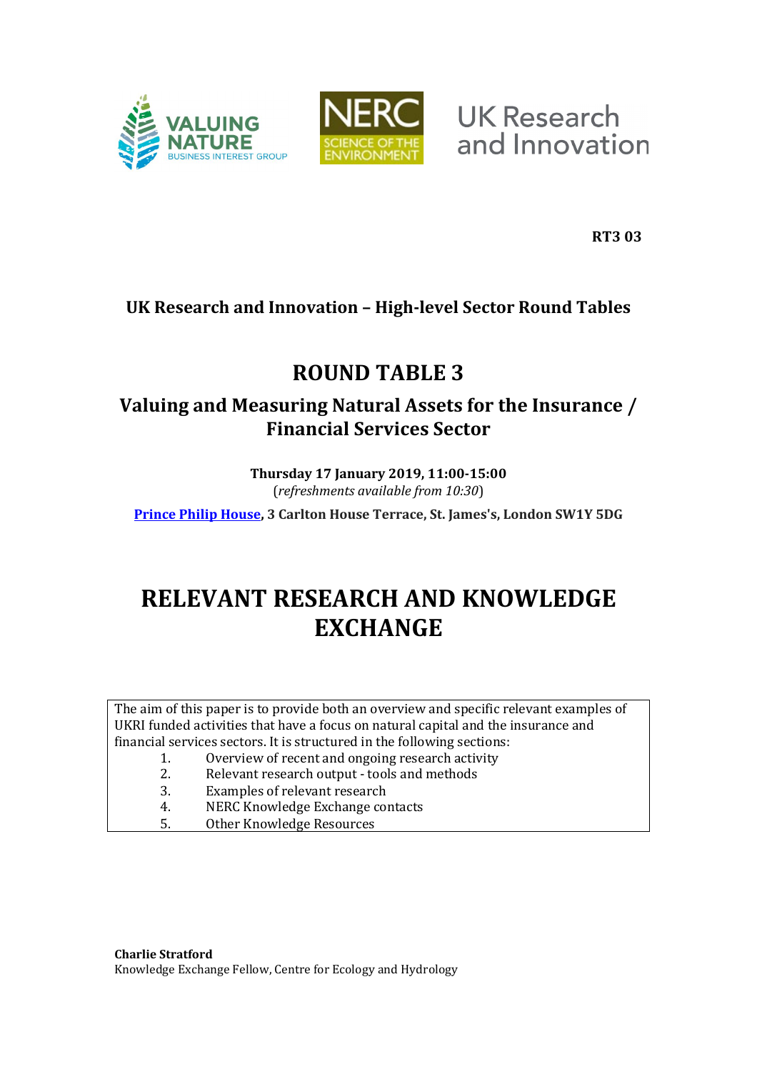RT3 03

**UK Research and Innovation – High-level Sector Round Tables**

# ROUND TABLE 3

## Valuing and Measuring Natural Assets for the Insurance / Financial Services Sector

**Thursday 17 January 2019, 11:00-15:00**
(*refreshments available from 10:30*)

**[Prince Philip House](), 3 Carlton House Terrace, St. James's, London SW1Y 5DG**

# RELEVANT RESEARCH AND KNOWLEDGE EXCHANGE

The aim of this paper is to provide both an overview and specific relevant examples of UKRI funded activities that have a focus on natural capital and the insurance and financial services sectors. It is structured in the following sections:

1. Overview of recent and ongoing research activity
2. Relevant research output - tools and methods
3. Examples of relevant research
4. NERC Knowledge Exchange contacts
5. Other Knowledge Resources

**Charlie Stratford**
Knowledge Exchange Fellow, Centre for Ecology and Hydrology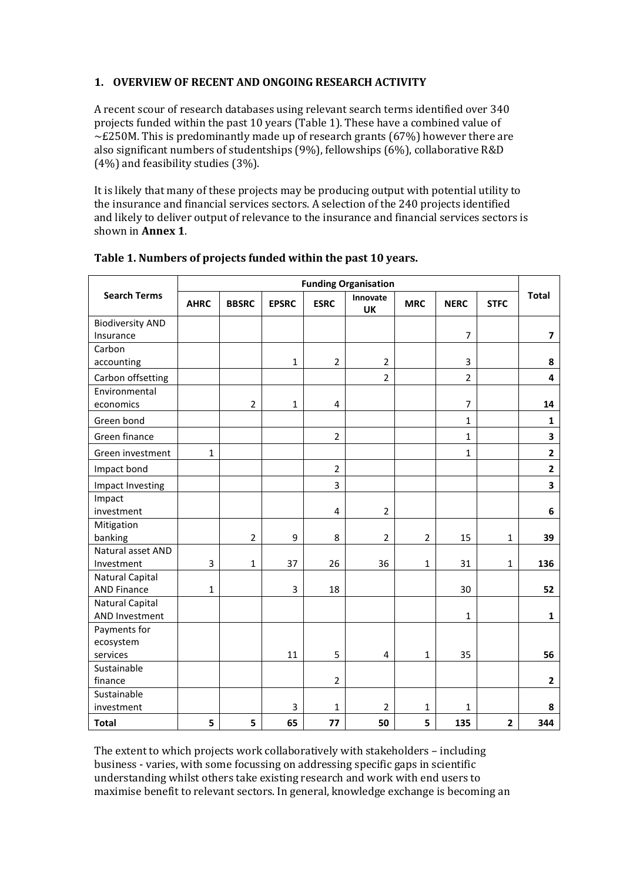## 1. OVERVIEW OF RECENT AND ONGOING RESEARCH ACTIVITY

A recent scour of research databases using relevant search terms identified over 340 projects funded within the past 10 years (Table 1). These have a combined value of ~£250M. This is predominantly made up of research grants (67%) however there are also significant numbers of studentships (9%), fellowships (6%), collaborative R&D (4%) and feasibility studies (3%).

It is likely that many of these projects may be producing output with potential utility to the insurance and financial services sectors. A selection of the 240 projects identified and likely to deliver output of relevance to the insurance and financial services sectors is shown in **Annex 1**.

**Table 1. Numbers of projects funded within the past 10 years.**

| Search Terms | Funding Organisation | | | | | | | | Total |
|---|---|---|---|---|---|---|---|---|---|
| | AHRC | BBSRC | EPSRC | ESRC | Innovate UK | MRC | NERC | STFC | |
| Biodiversity AND Insurance | | | | | | | 7 | | **7** |
| Carbon accounting | | | 1 | 2 | 2 | | 3 | | **8** |
| Carbon offsetting | | | | | 2 | | 2 | | **4** |
| Environmental economics | | 2 | 1 | 4 | | | 7 | | **14** |
| Green bond | | | | | | | 1 | | **1** |
| Green finance | | | | 2 | | | 1 | | **3** |
| Green investment | 1 | | | | | | 1 | | **2** |
| Impact bond | | | | 2 | | | | | **2** |
| Impact Investing | | | | 3 | | | | | **3** |
| Impact investment | | | | 4 | 2 | | | | **6** |
| Mitigation banking | | 2 | 9 | 8 | 2 | 2 | 15 | 1 | **39** |
| Natural asset AND Investment | 3 | 1 | 37 | 26 | 36 | 1 | 31 | 1 | **136** |
| Natural Capital AND Finance | 1 | | 3 | 18 | | | 30 | | **52** |
| Natural Capital AND Investment | | | | | | | 1 | | **1** |
| Payments for ecosystem services | | | 11 | 5 | 4 | 1 | 35 | | **56** |
| Sustainable finance | | | | 2 | | | | | **2** |
| Sustainable investment | | | 3 | 1 | 2 | 1 | 1 | | **8** |
| **Total** | **5** | **5** | **65** | **77** | **50** | **5** | **135** | **2** | **344** |

The extent to which projects work collaboratively with stakeholders – including business - varies, with some focussing on addressing specific gaps in scientific understanding whilst others take existing research and work with end users to maximise benefit to relevant sectors. In general, knowledge exchange is becoming an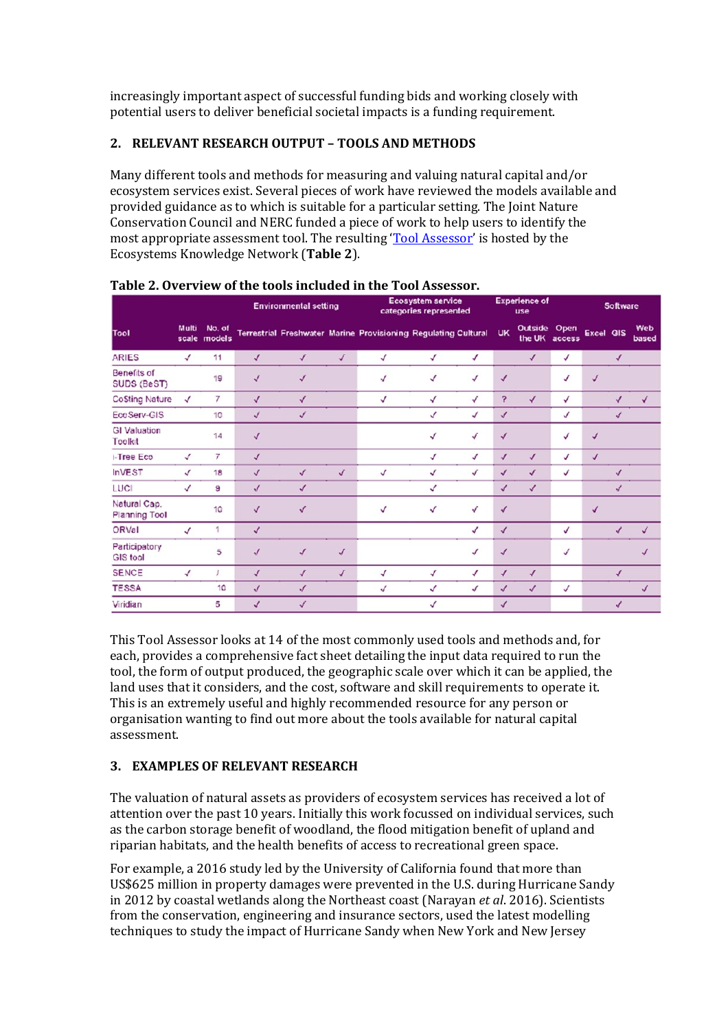increasingly important aspect of successful funding bids and working closely with potential users to deliver beneficial societal impacts is a funding requirement.

## 2. RELEVANT RESEARCH OUTPUT – TOOLS AND METHODS

Many different tools and methods for measuring and valuing natural capital and/or ecosystem services exist. Several pieces of work have reviewed the models available and provided guidance as to which is suitable for a particular setting. The Joint Nature Conservation Council and NERC funded a piece of work to help users to identify the most appropriate assessment tool. The resulting 'Tool Assessor' is hosted by the Ecosystems Knowledge Network (**Table 2**).

**Table 2. Overview of the tools included in the Tool Assessor.**

| | | | Environmental setting | | | Ecosystem service categories represented | | | Experience of use | | | Software | | |
|---|---|---|---|---|---|---|---|---|---|---|---|---|---|---|
| Tool | Multi scale | No. of models | Terrestrial | Freshwater | Marine | Provisioning | Regulating | Cultural | UK | Outside the UK | Open access | Excel | GIS | Web based |
| ARIES | ✓ | 11 | ✓ | ✓ | ✓ | ✓ | ✓ | ✓ | | ✓ | ✓ | | ✓ | |
| Benefits of SUDS (BeST) | | 19 | ✓ | ✓ | | ✓ | ✓ | ✓ | ✓ | | ✓ | ✓ | | |
| Co$ting Nature | ✓ | 7 | ✓ | ✓ | | ✓ | ✓ | ✓ | ? | ✓ | ✓ | | ✓ | ✓ |
| EcoServ-GIS | | 10 | ✓ | ✓ | | | ✓ | ✓ | ✓ | | ✓ | | ✓ | |
| GI Valuation Toolkit | | 14 | ✓ | | | | ✓ | ✓ | ✓ | | ✓ | ✓ | | |
| i-Tree Eco | ✓ | 7 | ✓ | | | | ✓ | ✓ | ✓ | ✓ | ✓ | ✓ | | |
| InVEST | ✓ | 18 | ✓ | ✓ | ✓ | ✓ | ✓ | ✓ | ✓ | ✓ | ✓ | | ✓ | |
| LUCI | ✓ | 9 | ✓ | ✓ | | | ✓ | | ✓ | ✓ | | | ✓ | |
| Natural Cap. Planning Tool | | 10 | ✓ | ✓ | | ✓ | ✓ | ✓ | ✓ | | | ✓ | | |
| ORVal | ✓ | 1 | ✓ | | | | | ✓ | ✓ | | ✓ | | ✓ | ✓ |
| Participatory GIS tool | | 5 | ✓ | ✓ | ✓ | | | ✓ | ✓ | | ✓ | | | ✓ |
| SENCE | ✓ | 7 | ✓ | ✓ | ✓ | ✓ | ✓ | ✓ | ✓ | ✓ | | | ✓ | |
| TESSA | | 10 | ✓ | ✓ | | ✓ | ✓ | ✓ | ✓ | ✓ | ✓ | | | ✓ |
| Viridian | | 5 | ✓ | ✓ | | | ✓ | | ✓ | | | | ✓ | |

This Tool Assessor looks at 14 of the most commonly used tools and methods and, for each, provides a comprehensive fact sheet detailing the input data required to run the tool, the form of output produced, the geographic scale over which it can be applied, the land uses that it considers, and the cost, software and skill requirements to operate it. This is an extremely useful and highly recommended resource for any person or organisation wanting to find out more about the tools available for natural capital assessment.

## 3. EXAMPLES OF RELEVANT RESEARCH

The valuation of natural assets as providers of ecosystem services has received a lot of attention over the past 10 years. Initially this work focussed on individual services, such as the carbon storage benefit of woodland, the flood mitigation benefit of upland and riparian habitats, and the health benefits of access to recreational green space.

For example, a 2016 study led by the University of California found that more than US$625 million in property damages were prevented in the U.S. during Hurricane Sandy in 2012 by coastal wetlands along the Northeast coast (Narayan *et al*. 2016). Scientists from the conservation, engineering and insurance sectors, used the latest modelling techniques to study the impact of Hurricane Sandy when New York and New Jersey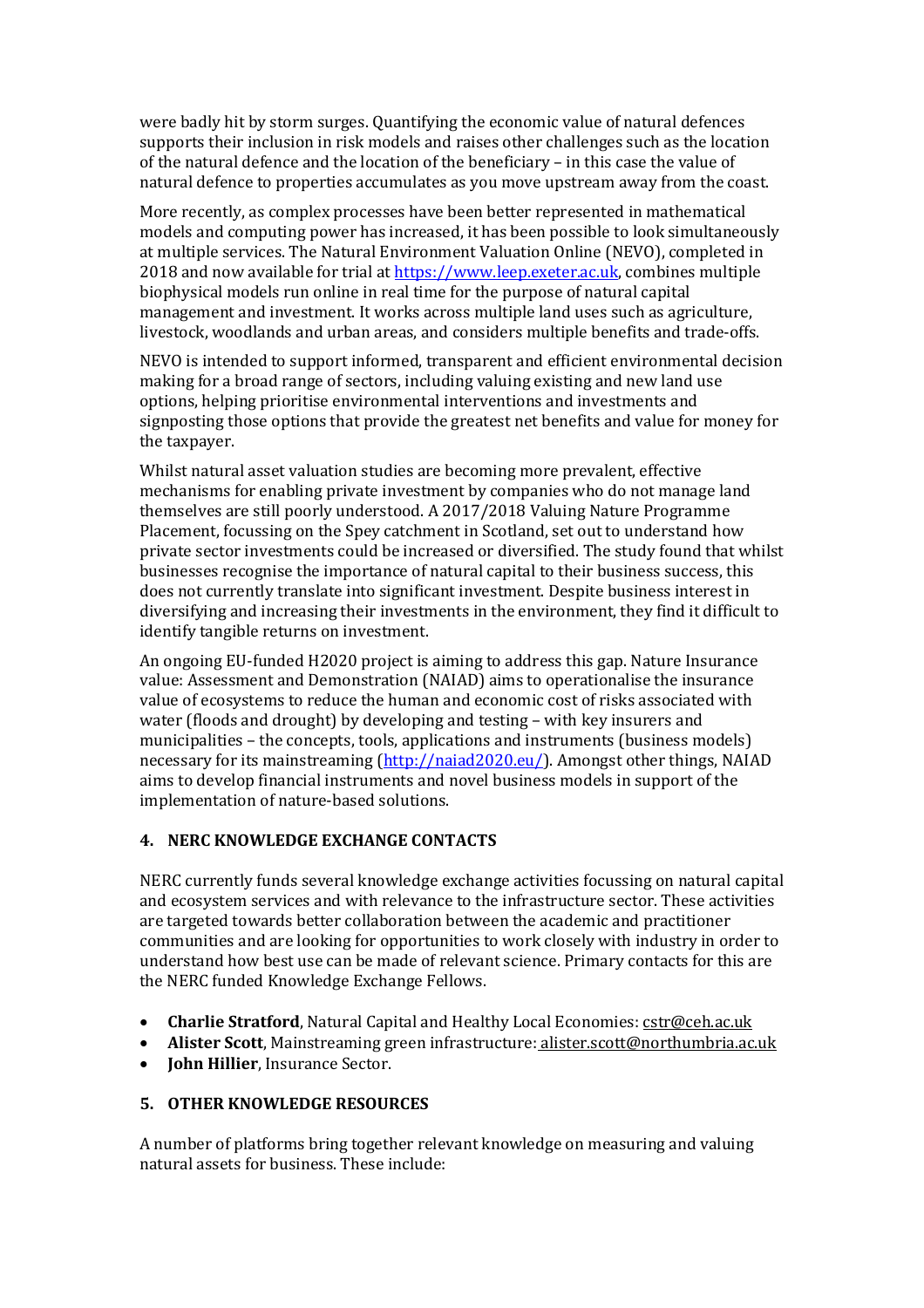were badly hit by storm surges. Quantifying the economic value of natural defences supports their inclusion in risk models and raises other challenges such as the location of the natural defence and the location of the beneficiary – in this case the value of natural defence to properties accumulates as you move upstream away from the coast.

More recently, as complex processes have been better represented in mathematical models and computing power has increased, it has been possible to look simultaneously at multiple services. The Natural Environment Valuation Online (NEVO), completed in 2018 and now available for trial at [https://www.leep.exeter.ac.uk](https://www.leep.exeter.ac.uk), combines multiple biophysical models run online in real time for the purpose of natural capital management and investment. It works across multiple land uses such as agriculture, livestock, woodlands and urban areas, and considers multiple benefits and trade-offs.

NEVO is intended to support informed, transparent and efficient environmental decision making for a broad range of sectors, including valuing existing and new land use options, helping prioritise environmental interventions and investments and signposting those options that provide the greatest net benefits and value for money for the taxpayer.

Whilst natural asset valuation studies are becoming more prevalent, effective mechanisms for enabling private investment by companies who do not manage land themselves are still poorly understood. A 2017/2018 Valuing Nature Programme Placement, focussing on the Spey catchment in Scotland, set out to understand how private sector investments could be increased or diversified. The study found that whilst businesses recognise the importance of natural capital to their business success, this does not currently translate into significant investment. Despite business interest in diversifying and increasing their investments in the environment, they find it difficult to identify tangible returns on investment.

An ongoing EU-funded H2020 project is aiming to address this gap. Nature Insurance value: Assessment and Demonstration (NAIAD) aims to operationalise the insurance value of ecosystems to reduce the human and economic cost of risks associated with water (floods and drought) by developing and testing – with key insurers and municipalities – the concepts, tools, applications and instruments (business models) necessary for its mainstreaming ([http://naiad2020.eu/](http://naiad2020.eu/)). Amongst other things, NAIAD aims to develop financial instruments and novel business models in support of the implementation of nature-based solutions.

## 4. NERC KNOWLEDGE EXCHANGE CONTACTS

NERC currently funds several knowledge exchange activities focussing on natural capital and ecosystem services and with relevance to the infrastructure sector. These activities are targeted towards better collaboration between the academic and practitioner communities and are looking for opportunities to work closely with industry in order to understand how best use can be made of relevant science. Primary contacts for this are the NERC funded Knowledge Exchange Fellows.

- **Charlie Stratford**, Natural Capital and Healthy Local Economies: cstr@ceh.ac.uk
- **Alister Scott**, Mainstreaming green infrastructure: alister.scott@northumbria.ac.uk
- **John Hillier**, Insurance Sector.

## 5. OTHER KNOWLEDGE RESOURCES

A number of platforms bring together relevant knowledge on measuring and valuing natural assets for business. These include: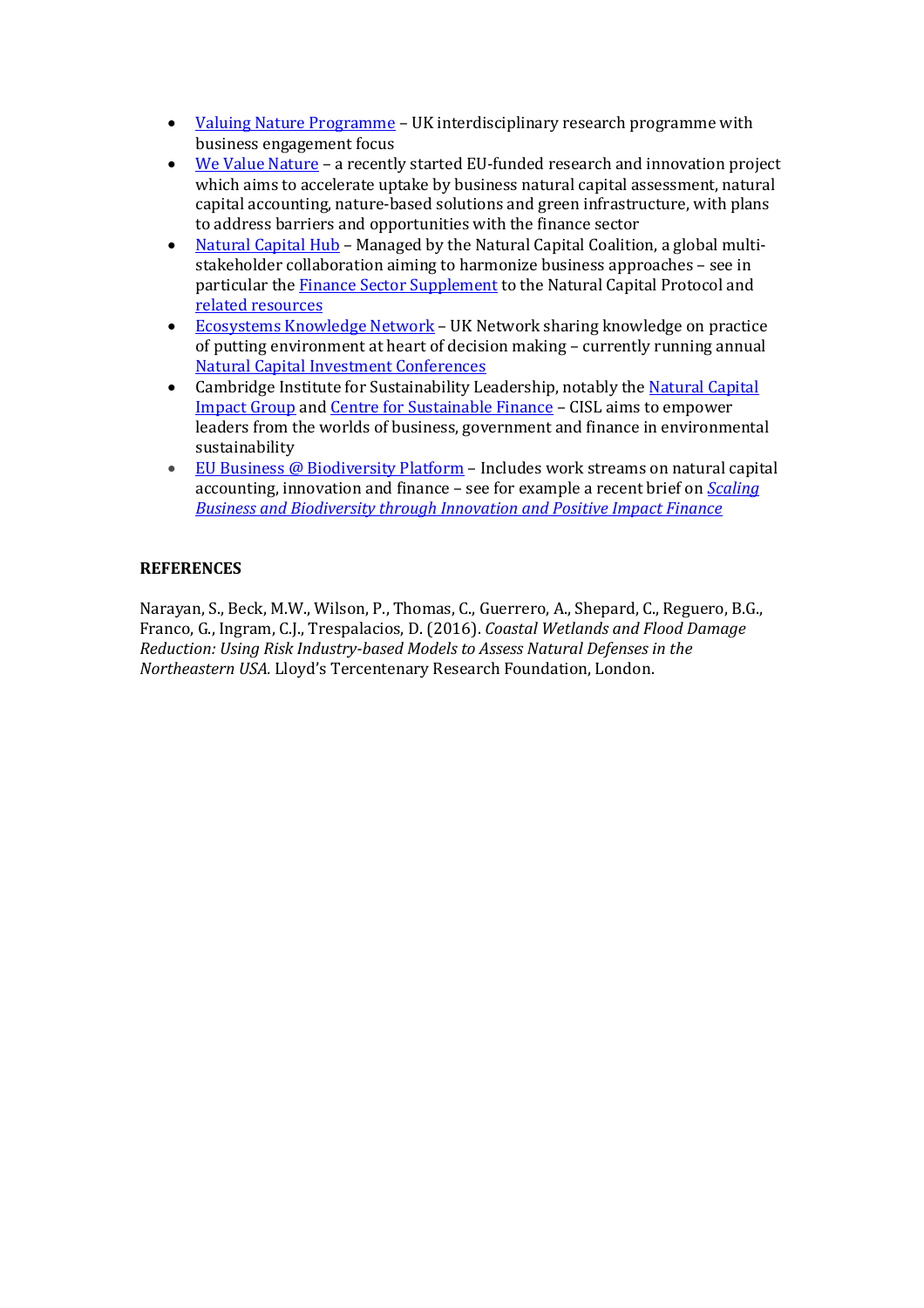- Valuing Nature Programme – UK interdisciplinary research programme with business engagement focus
- We Value Nature – a recently started EU-funded research and innovation project which aims to accelerate uptake by business natural capital assessment, natural capital accounting, nature-based solutions and green infrastructure, with plans to address barriers and opportunities with the finance sector
- Natural Capital Hub – Managed by the Natural Capital Coalition, a global multi-stakeholder collaboration aiming to harmonize business approaches – see in particular the Finance Sector Supplement to the Natural Capital Protocol and related resources
- Ecosystems Knowledge Network – UK Network sharing knowledge on practice of putting environment at heart of decision making – currently running annual Natural Capital Investment Conferences
- Cambridge Institute for Sustainability Leadership, notably the Natural Capital Impact Group and Centre for Sustainable Finance – CISL aims to empower leaders from the worlds of business, government and finance in environmental sustainability
- EU Business @ Biodiversity Platform – Includes work streams on natural capital accounting, innovation and finance – see for example a recent brief on *Scaling Business and Biodiversity through Innovation and Positive Impact Finance*

**REFERENCES**

Narayan, S., Beck, M.W., Wilson, P., Thomas, C., Guerrero, A., Shepard, C., Reguero, B.G., Franco, G., Ingram, C.J., Trespalacios, D. (2016). *Coastal Wetlands and Flood Damage Reduction: Using Risk Industry-based Models to Assess Natural Defenses in the Northeastern USA.* Lloyd's Tercentenary Research Foundation, London.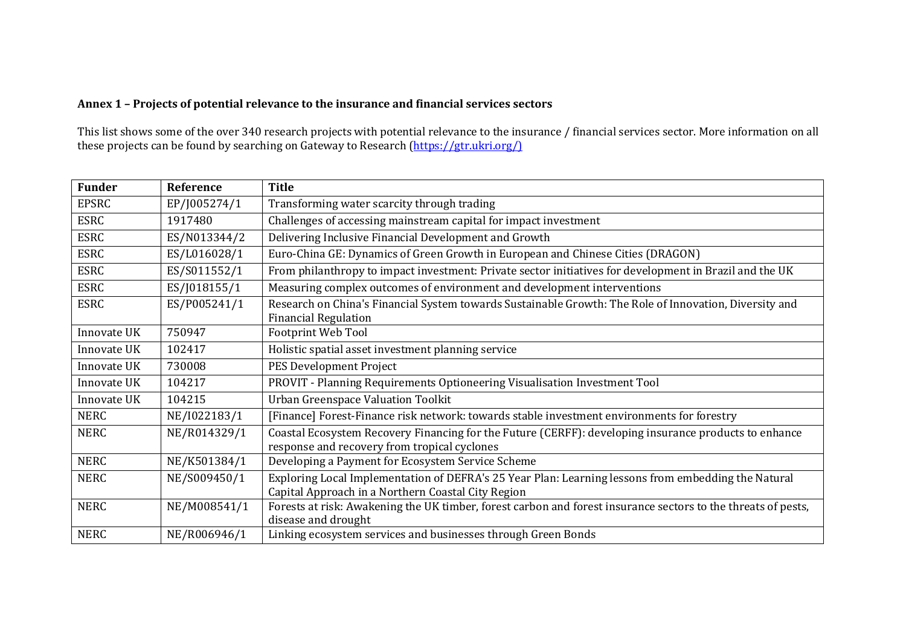**Annex 1 – Projects of potential relevance to the insurance and financial services sectors**

This list shows some of the over 340 research projects with potential relevance to the insurance / financial services sector. More information on all these projects can be found by searching on Gateway to Research (https://gtr.ukri.org/)

| Funder | Reference | Title |
|---|---|---|
| EPSRC | EP/J005274/1 | Transforming water scarcity through trading |
| ESRC | 1917480 | Challenges of accessing mainstream capital for impact investment |
| ESRC | ES/N013344/2 | Delivering Inclusive Financial Development and Growth |
| ESRC | ES/L016028/1 | Euro-China GE: Dynamics of Green Growth in European and Chinese Cities (DRAGON) |
| ESRC | ES/S011552/1 | From philanthropy to impact investment: Private sector initiatives for development in Brazil and the UK |
| ESRC | ES/J018155/1 | Measuring complex outcomes of environment and development interventions |
| ESRC | ES/P005241/1 | Research on China's Financial System towards Sustainable Growth: The Role of Innovation, Diversity and Financial Regulation |
| Innovate UK | 750947 | Footprint Web Tool |
| Innovate UK | 102417 | Holistic spatial asset investment planning service |
| Innovate UK | 730008 | PES Development Project |
| Innovate UK | 104217 | PROVIT - Planning Requirements Optioneering Visualisation Investment Tool |
| Innovate UK | 104215 | Urban Greenspace Valuation Toolkit |
| NERC | NE/I022183/1 | [Finance] Forest-Finance risk network: towards stable investment environments for forestry |
| NERC | NE/R014329/1 | Coastal Ecosystem Recovery Financing for the Future (CERFF): developing insurance products to enhance response and recovery from tropical cyclones |
| NERC | NE/K501384/1 | Developing a Payment for Ecosystem Service Scheme |
| NERC | NE/S009450/1 | Exploring Local Implementation of DEFRA's 25 Year Plan: Learning lessons from embedding the Natural Capital Approach in a Northern Coastal City Region |
| NERC | NE/M008541/1 | Forests at risk: Awakening the UK timber, forest carbon and forest insurance sectors to the threats of pests, disease and drought |
| NERC | NE/R006946/1 | Linking ecosystem services and businesses through Green Bonds |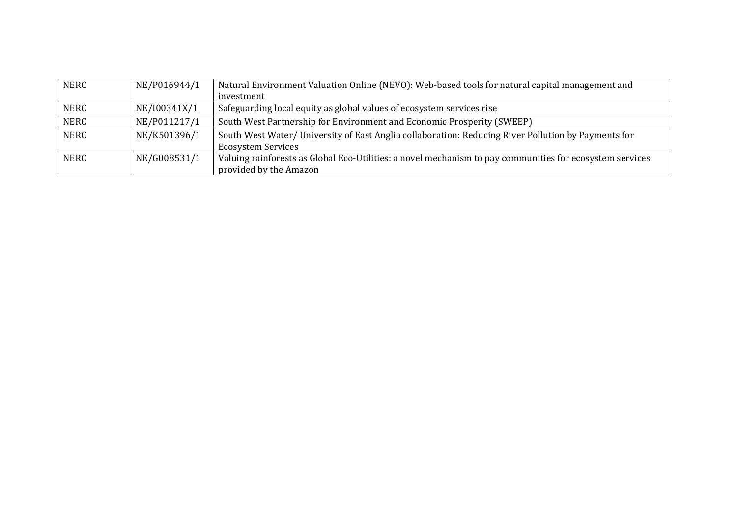| | | |
|---|---|---|
| NERC | NE/P016944/1 | Natural Environment Valuation Online (NEVO): Web-based tools for natural capital management and investment |
| NERC | NE/I00341X/1 | Safeguarding local equity as global values of ecosystem services rise |
| NERC | NE/P011217/1 | South West Partnership for Environment and Economic Prosperity (SWEEP) |
| NERC | NE/K501396/1 | South West Water/ University of East Anglia collaboration: Reducing River Pollution by Payments for Ecosystem Services |
| NERC | NE/G008531/1 | Valuing rainforests as Global Eco-Utilities: a novel mechanism to pay communities for ecosystem services provided by the Amazon |